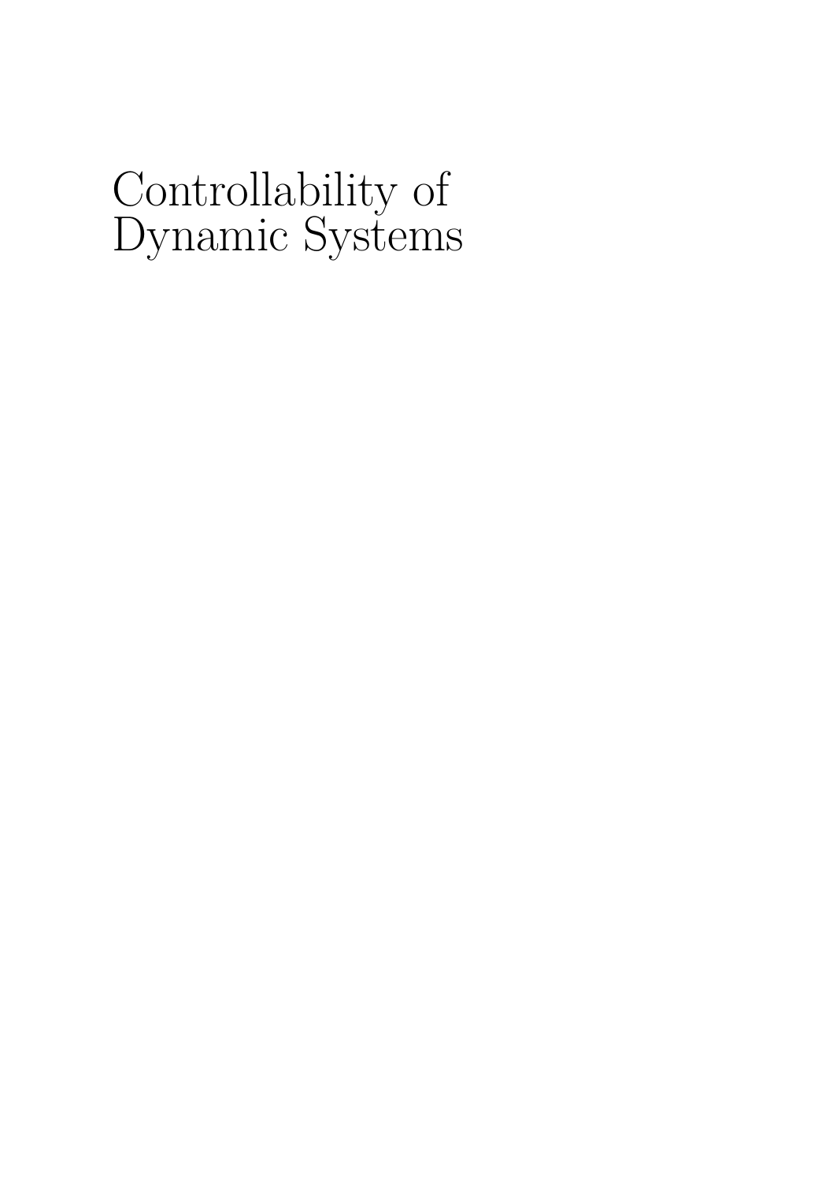# Controllability of Dynamic Systems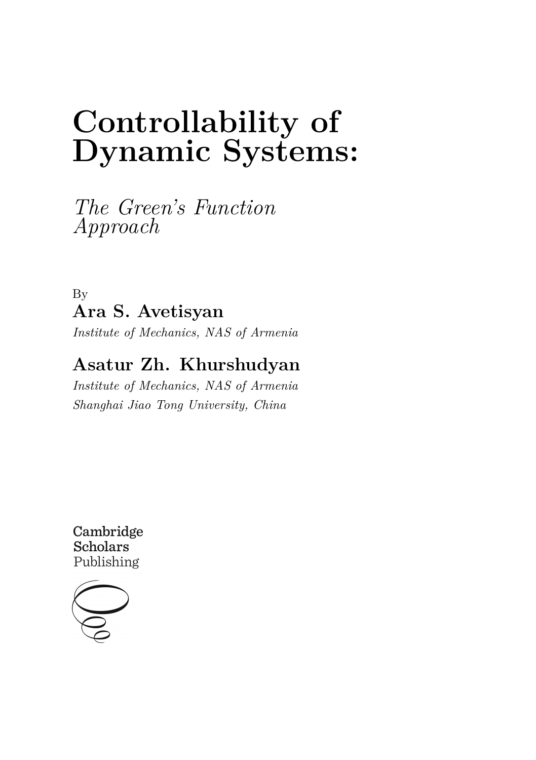# Controllability of Dynamic Systems:

*The Green's Function Approach*

By

**Ara S. Avetisyan**

*Institute of Mechanics, NAS of Armenia*

**Asatur Zh. Khurshudyan**

*Institute of Mechanics, NAS of Armenia*

*Shanghai Jiao Tong University, China*

**Cambridge Scholars**
Publishing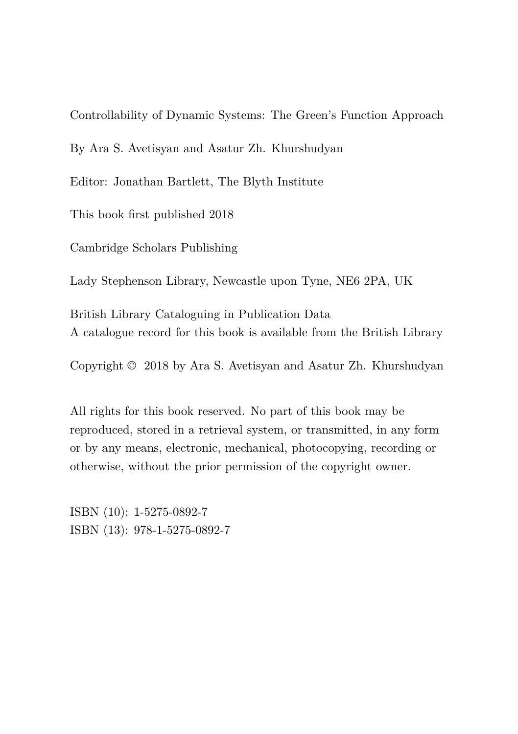Controllability of Dynamic Systems: The Green's Function Approach

By Ara S. Avetisyan and Asatur Zh. Khurshudyan

Editor: Jonathan Bartlett, The Blyth Institute

This book first published 2018

Cambridge Scholars Publishing

Lady Stephenson Library, Newcastle upon Tyne, NE6 2PA, UK

British Library Cataloguing in Publication Data
A catalogue record for this book is available from the British Library

Copyright © 2018 by Ara S. Avetisyan and Asatur Zh. Khurshudyan

All rights for this book reserved. No part of this book may be reproduced, stored in a retrieval system, or transmitted, in any form or by any means, electronic, mechanical, photocopying, recording or otherwise, without the prior permission of the copyright owner.

ISBN (10): 1-5275-0892-7
ISBN (13): 978-1-5275-0892-7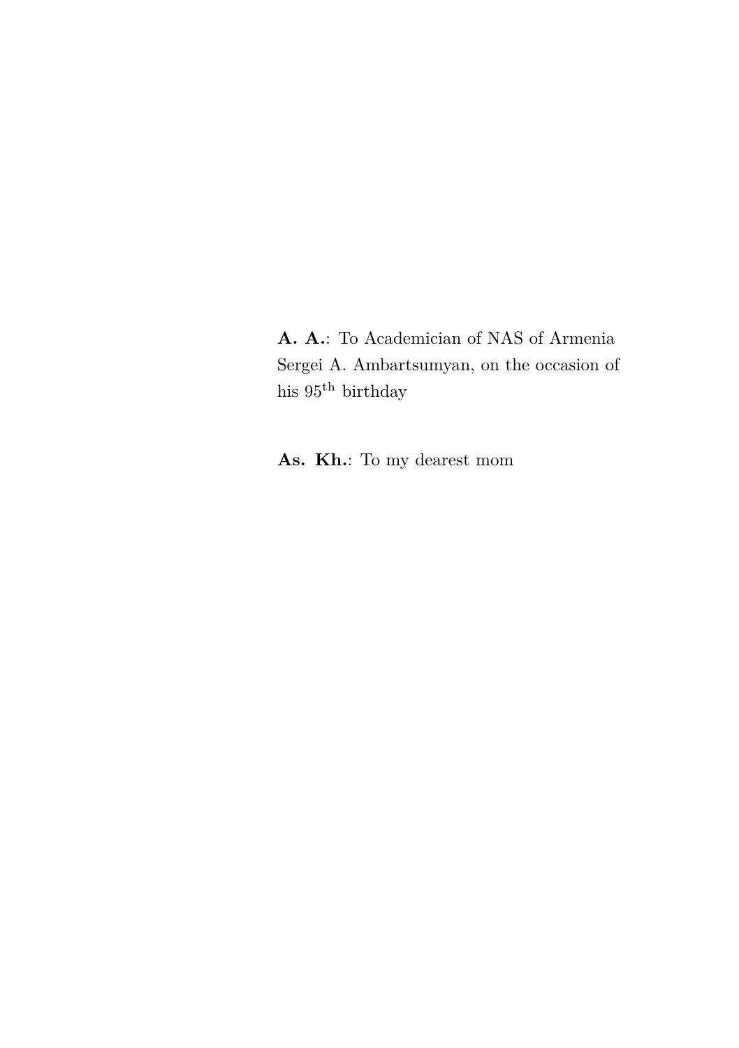**A. A.**: To Academician of NAS of Armenia Sergei A. Ambartsumyan, on the occasion of his $95^{\text{th}}$ birthday

**As. Kh.**: To my dearest mom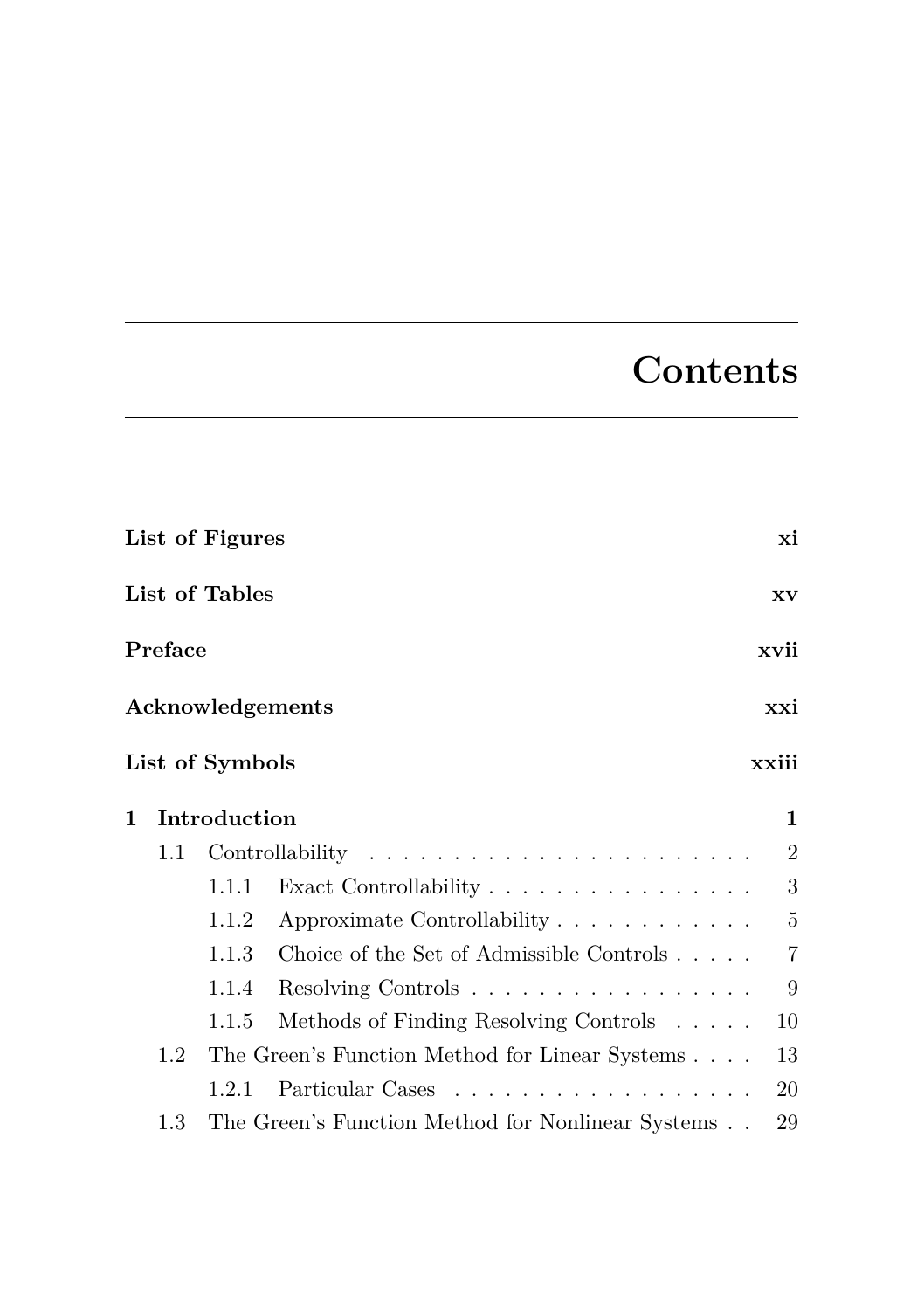# Contents

**List of Figures** **xi**

**List of Tables** **xv**

**Preface** **xvii**

**Acknowledgements** **xxi**

**List of Symbols** **xxiii**

**1 Introduction** **1**

- 1.1 Controllability . . . . . . . . . . . . . . . . . . . . . . . . 2
  - 1.1.1 Exact Controllability . . . . . . . . . . . . . . . . 3
  - 1.1.2 Approximate Controllability . . . . . . . . . . . . 5
  - 1.1.3 Choice of the Set of Admissible Controls . . . . . 7
  - 1.1.4 Resolving Controls . . . . . . . . . . . . . . . . . 9
  - 1.1.5 Methods of Finding Resolving Controls . . . . . 10
- 1.2 The Green's Function Method for Linear Systems . . . . 13
  - 1.2.1 Particular Cases . . . . . . . . . . . . . . . . . . 20
- 1.3 The Green's Function Method for Nonlinear Systems . . 29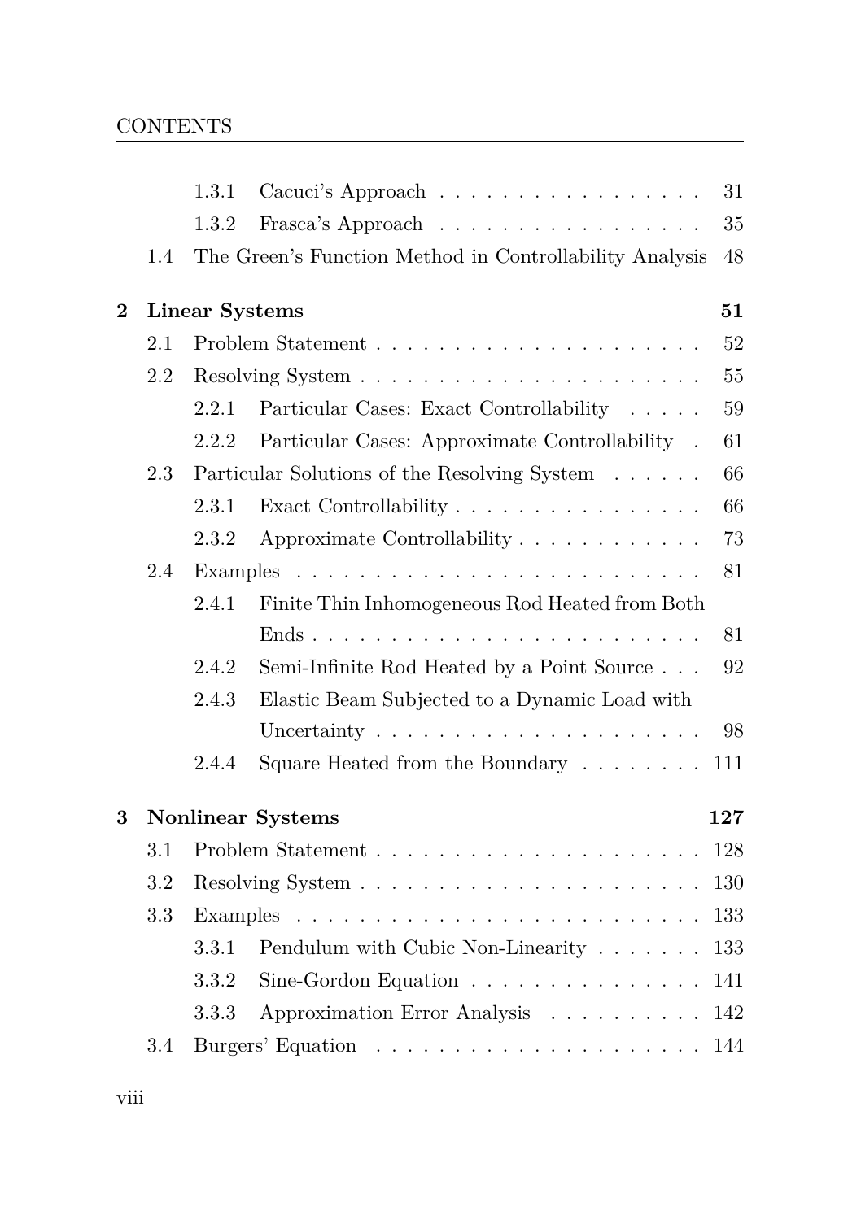- 1.3.1 Cacuci's Approach . . . . . . . . . . . . . . . . . 31
- 1.3.2 Frasca's Approach . . . . . . . . . . . . . . . . . 35
- 1.4 The Green's Function Method in Controllability Analysis 48

**2 Linear Systems 51**

- 2.1 Problem Statement . . . . . . . . . . . . . . . . . . . . 52
- 2.2 Resolving System . . . . . . . . . . . . . . . . . . . . 55
  - 2.2.1 Particular Cases: Exact Controllability . . . . . 59
  - 2.2.2 Particular Cases: Approximate Controllability . 61
- 2.3 Particular Solutions of the Resolving System . . . . . . 66
  - 2.3.1 Exact Controllability . . . . . . . . . . . . . . . . 66
  - 2.3.2 Approximate Controllability . . . . . . . . . . . . 73
- 2.4 Examples . . . . . . . . . . . . . . . . . . . . . . . . . 81
  - 2.4.1 Finite Thin Inhomogeneous Rod Heated from Both Ends . . . . . . . . . . . . . . . . . . . . . . . . 81
  - 2.4.2 Semi-Infinite Rod Heated by a Point Source . . . 92
  - 2.4.3 Elastic Beam Subjected to a Dynamic Load with Uncertainty . . . . . . . . . . . . . . . . . . . . . 98
  - 2.4.4 Square Heated from the Boundary . . . . . . . . 111

**3 Nonlinear Systems 127**

- 3.1 Problem Statement . . . . . . . . . . . . . . . . . . . . 128
- 3.2 Resolving System . . . . . . . . . . . . . . . . . . . . 130
- 3.3 Examples . . . . . . . . . . . . . . . . . . . . . . . . . 133
  - 3.3.1 Pendulum with Cubic Non-Linearity . . . . . . . 133
  - 3.3.2 Sine-Gordon Equation . . . . . . . . . . . . . . . 141
  - 3.3.3 Approximation Error Analysis . . . . . . . . . . 142
- 3.4 Burgers' Equation . . . . . . . . . . . . . . . . . . . . 144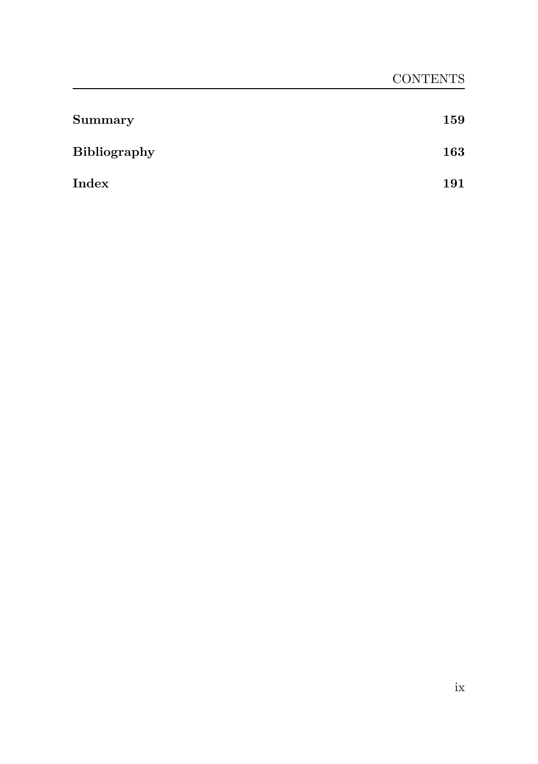**Summary** 159

**Bibliography** 163

**Index** 191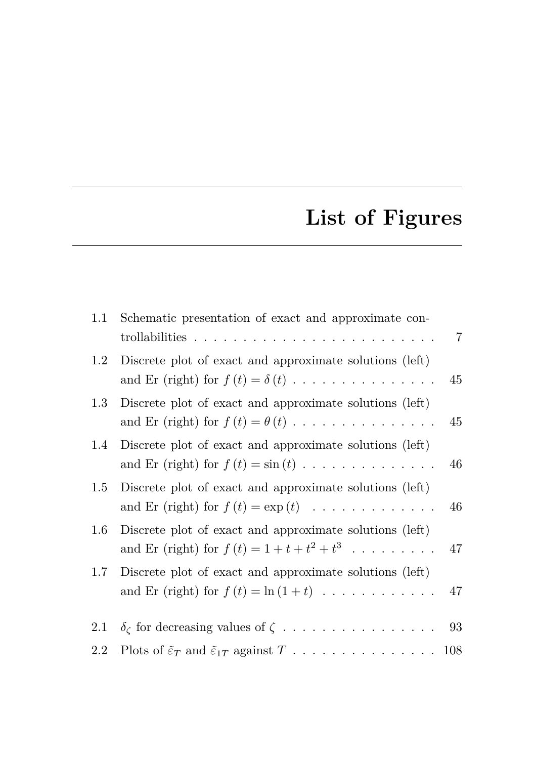# List of Figures

| | | |
|---|---|---|
| 1.1 | Schematic presentation of exact and approximate controllabilities | 7 |
| 1.2 | Discrete plot of exact and approximate solutions (left) and Er (right) for $f(t) = \delta(t)$ | 45 |
| 1.3 | Discrete plot of exact and approximate solutions (left) and Er (right) for $f(t) = \theta(t)$ | 45 |
| 1.4 | Discrete plot of exact and approximate solutions (left) and Er (right) for $f(t) = \sin(t)$ | 46 |
| 1.5 | Discrete plot of exact and approximate solutions (left) and Er (right) for $f(t) = \exp(t)$ | 46 |
| 1.6 | Discrete plot of exact and approximate solutions (left) and Er (right) for $f(t) = 1 + t + t^2 + t^3$ | 47 |
| 1.7 | Discrete plot of exact and approximate solutions (left) and Er (right) for $f(t) = \ln(1 + t)$ | 47 |
| 2.1 | $\delta_\zeta$ for decreasing values of $\zeta$ | 93 |
| 2.2 | Plots of $\tilde{\varepsilon}_T$ and $\tilde{\varepsilon}_{1T}$ against $T$ | 108 |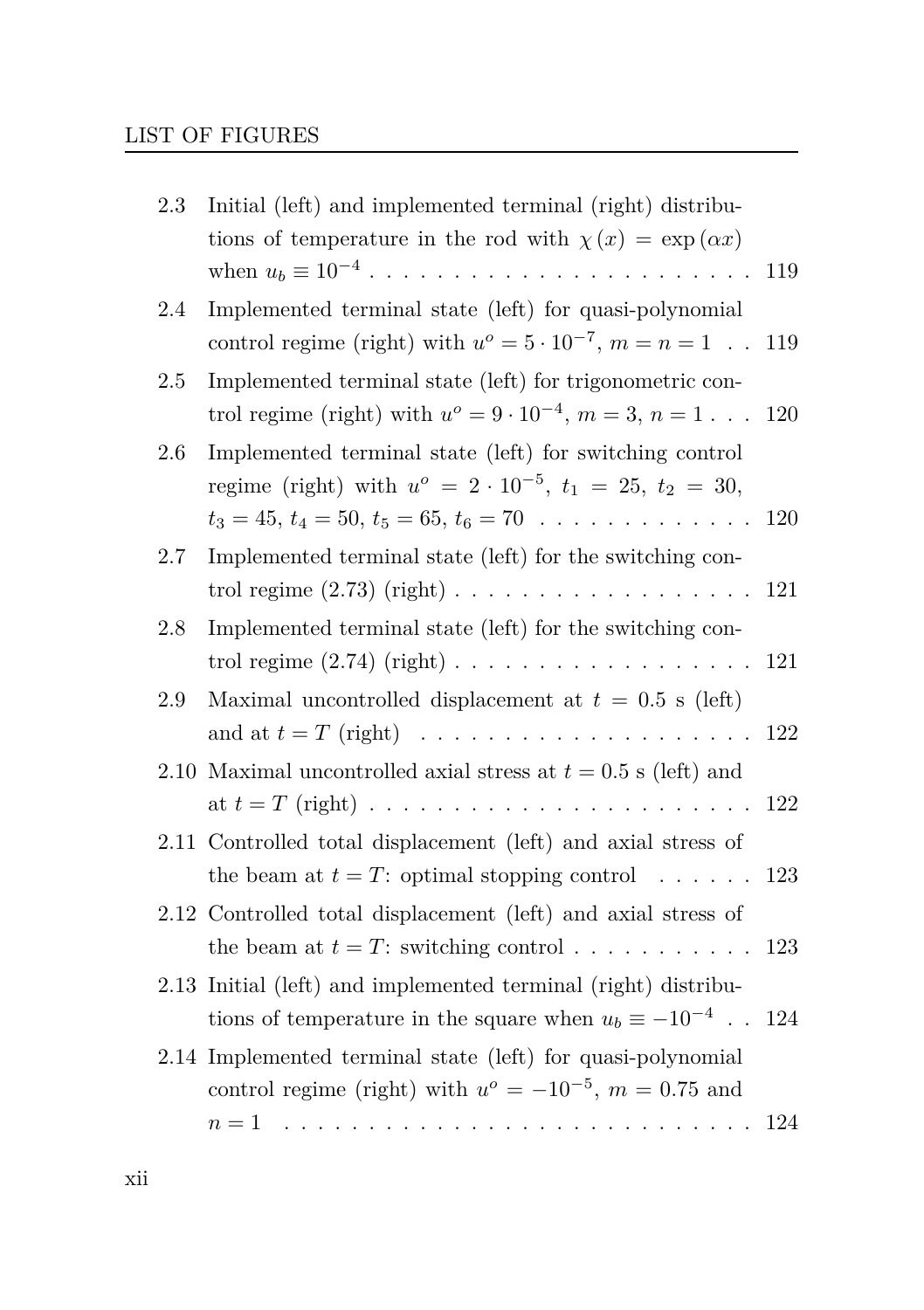2.3 Initial (left) and implemented terminal (right) distributions of temperature in the rod with $\chi(x) = \exp(\alpha x)$ when $u_b \equiv 10^{-4}$ . . . . . . . . . . . . . . . . . . . . . . 119

2.4 Implemented terminal state (left) for quasi-polynomial control regime (right) with $u^o = 5 \cdot 10^{-7}$, $m = n = 1$ . . 119

2.5 Implemented terminal state (left) for trigonometric control regime (right) with $u^o = 9 \cdot 10^{-4}$, $m = 3$, $n = 1$ . . . 120

2.6 Implemented terminal state (left) for switching control regime (right) with $u^o = 2 \cdot 10^{-5}$, $t_1 = 25$, $t_2 = 30$, $t_3 = 45$, $t_4 = 50$, $t_5 = 65$, $t_6 = 70$ . . . . . . . . . . . . 120

2.7 Implemented terminal state (left) for the switching control regime (2.73) (right) . . . . . . . . . . . . . . . . . . 121

2.8 Implemented terminal state (left) for the switching control regime (2.74) (right) . . . . . . . . . . . . . . . . . . 121

2.9 Maximal uncontrolled displacement at $t = 0.5$ s (left) and at $t = T$ (right) . . . . . . . . . . . . . . . . . . . . 122

2.10 Maximal uncontrolled axial stress at $t = 0.5$ s (left) and at $t = T$ (right) . . . . . . . . . . . . . . . . . . . . . . 122

2.11 Controlled total displacement (left) and axial stress of the beam at $t = T$: optimal stopping control . . . . . . 123

2.12 Controlled total displacement (left) and axial stress of the beam at $t = T$: switching control . . . . . . . . . . . 123

2.13 Initial (left) and implemented terminal (right) distributions of temperature in the square when $u_b \equiv -10^{-4}$ . . 124

2.14 Implemented terminal state (left) for quasi-polynomial control regime (right) with $u^o = -10^{-5}$, $m = 0.75$ and $n = 1$ . . . . . . . . . . . . . . . . . . . . . . . . . . . 124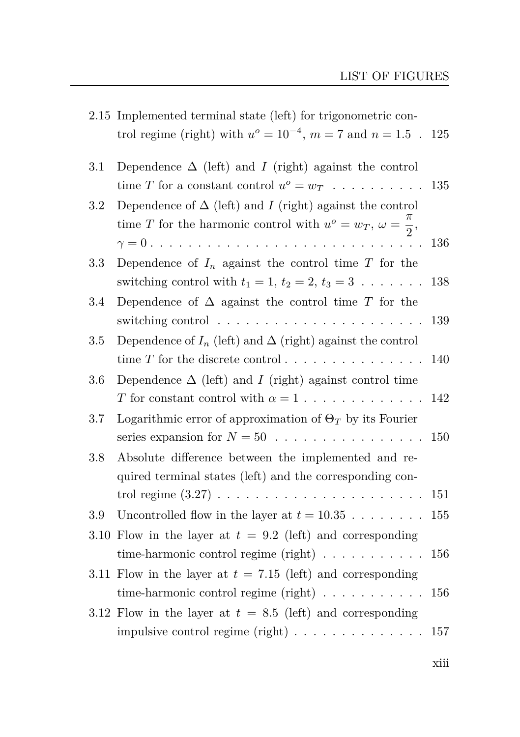2.15 Implemented terminal state (left) for trigonometric control regime (right) with $u^o = 10^{-4}$, $m = 7$ and $n = 1.5$ . 125

3.1 Dependence $\Delta$ (left) and $I$ (right) against the control time $T$ for a constant control $u^o = w_T$ . . . . . . . . . . 135

3.2 Dependence of $\Delta$ (left) and $I$ (right) against the control time $T$ for the harmonic control with $u^o = w_T$, $\omega = \dfrac{\pi}{2}$, $\gamma = 0$ . . . . . . . . . . . . . . . . . . . . . . . . . . . 136

3.3 Dependence of $I_n$ against the control time $T$ for the switching control with $t_1 = 1$, $t_2 = 2$, $t_3 = 3$ . . . . . . . 138

3.4 Dependence of $\Delta$ against the control time $T$ for the switching control . . . . . . . . . . . . . . . . . . . . . . 139

3.5 Dependence of $I_n$ (left) and $\Delta$ (right) against the control time $T$ for the discrete control . . . . . . . . . . . . . . . 140

3.6 Dependence $\Delta$ (left) and $I$ (right) against control time $T$ for constant control with $\alpha = 1$ . . . . . . . . . . . . . 142

3.7 Logarithmic error of approximation of $\Theta_T$ by its Fourier series expansion for $N = 50$ . . . . . . . . . . . . . . . . 150

3.8 Absolute difference between the implemented and required terminal states (left) and the corresponding control regime (3.27) . . . . . . . . . . . . . . . . . . . . . . 151

3.9 Uncontrolled flow in the layer at $t = 10.35$ . . . . . . . . 155

3.10 Flow in the layer at $t = 9.2$ (left) and corresponding time-harmonic control regime (right) . . . . . . . . . . . 156

3.11 Flow in the layer at $t = 7.15$ (left) and corresponding time-harmonic control regime (right) . . . . . . . . . . . 156

3.12 Flow in the layer at $t = 8.5$ (left) and corresponding impulsive control regime (right) . . . . . . . . . . . . . . 157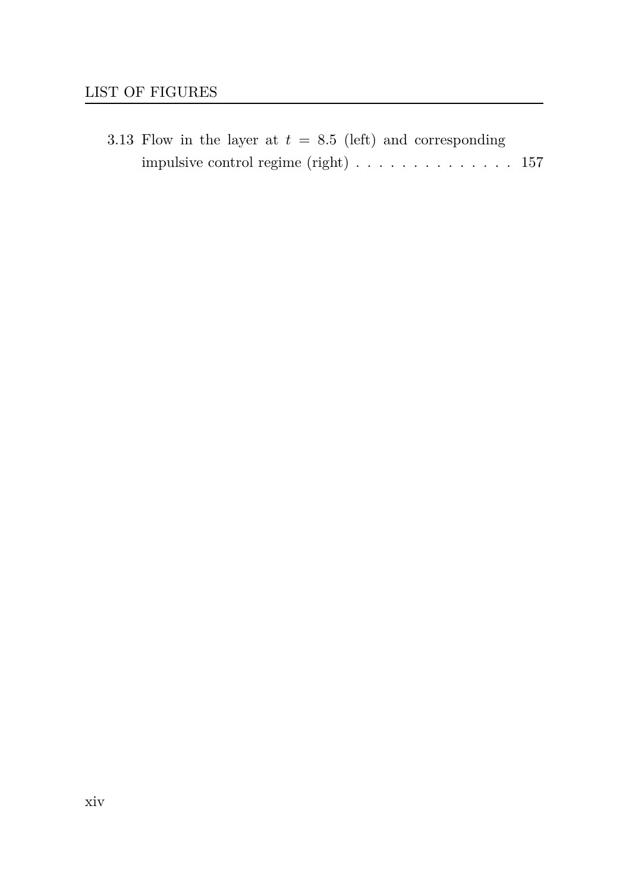3.13 Flow in the layer at $t = 8.5$ (left) and corresponding impulsive control regime (right) . . . . . . . . . . . . . . . 157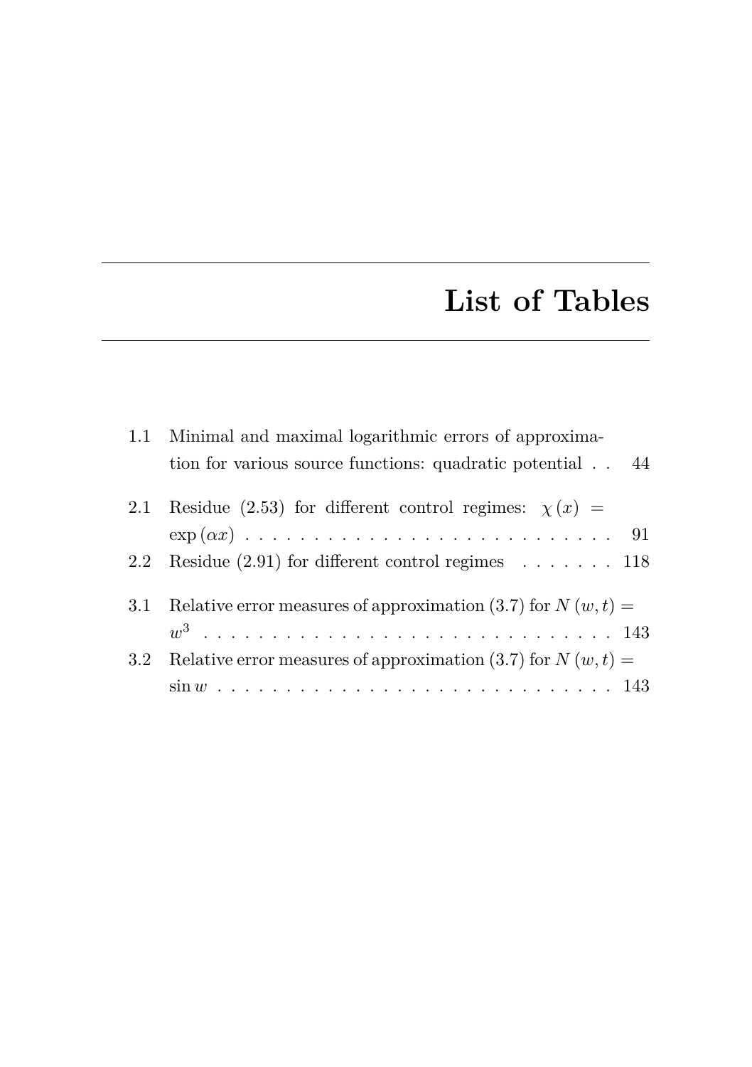# List of Tables

1.1 Minimal and maximal logarithmic errors of approximation for various source functions: quadratic potential . . 44

2.1 Residue (2.53) for different control regimes: $\chi(x) = \exp(\alpha x)$ . . . . . . . . . . . . . . . . . . . . . . . . . . 91

2.2 Residue (2.91) for different control regimes . . . . . . . 118

3.1 Relative error measures of approximation (3.7) for $N(w,t) = w^3$ . . . . . . . . . . . . . . . . . . . . . . . . . . . . . 143

3.2 Relative error measures of approximation (3.7) for $N(w,t) = \sin w$ . . . . . . . . . . . . . . . . . . . . . . . . . . . 143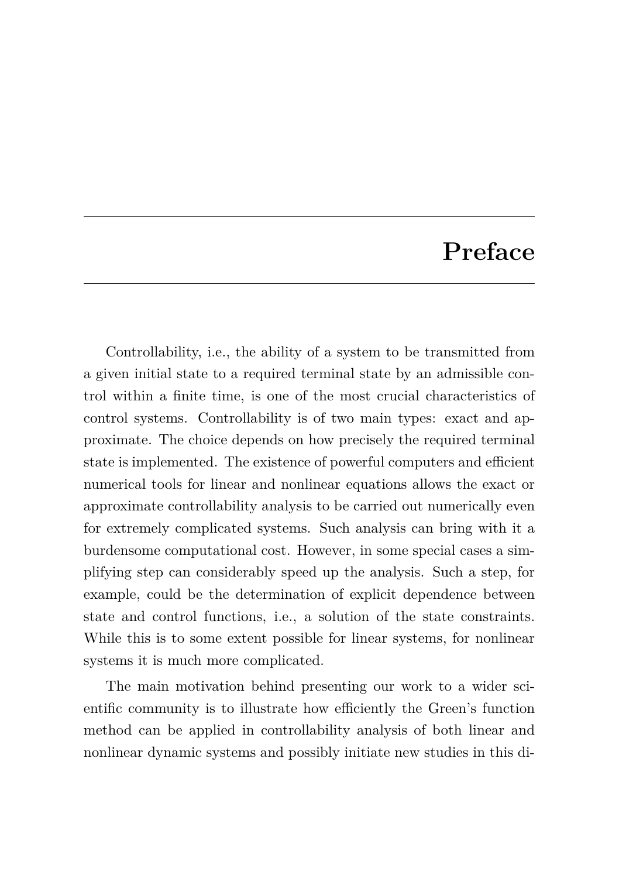# Preface

Controllability, i.e., the ability of a system to be transmitted from a given initial state to a required terminal state by an admissible control within a finite time, is one of the most crucial characteristics of control systems. Controllability is of two main types: exact and approximate. The choice depends on how precisely the required terminal state is implemented. The existence of powerful computers and efficient numerical tools for linear and nonlinear equations allows the exact or approximate controllability analysis to be carried out numerically even for extremely complicated systems. Such analysis can bring with it a burdensome computational cost. However, in some special cases a simplifying step can considerably speed up the analysis. Such a step, for example, could be the determination of explicit dependence between state and control functions, i.e., a solution of the state constraints. While this is to some extent possible for linear systems, for nonlinear systems it is much more complicated.

The main motivation behind presenting our work to a wider scientific community is to illustrate how efficiently the Green's function method can be applied in controllability analysis of both linear and nonlinear dynamic systems and possibly initiate new studies in this di-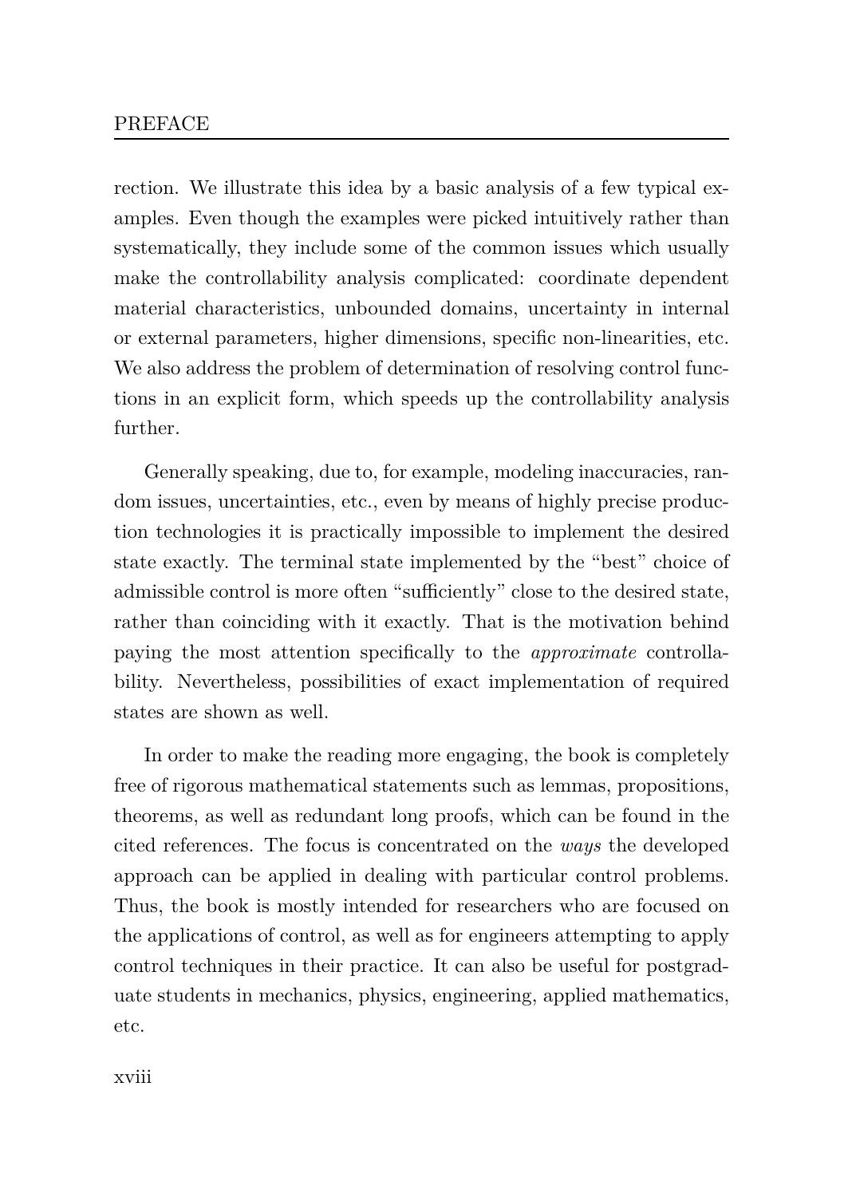rection. We illustrate this idea by a basic analysis of a few typical examples. Even though the examples were picked intuitively rather than systematically, they include some of the common issues which usually make the controllability analysis complicated: coordinate dependent material characteristics, unbounded domains, uncertainty in internal or external parameters, higher dimensions, specific non-linearities, etc. We also address the problem of determination of resolving control functions in an explicit form, which speeds up the controllability analysis further.

Generally speaking, due to, for example, modeling inaccuracies, random issues, uncertainties, etc., even by means of highly precise production technologies it is practically impossible to implement the desired state exactly. The terminal state implemented by the "best" choice of admissible control is more often "sufficiently" close to the desired state, rather than coinciding with it exactly. That is the motivation behind paying the most attention specifically to the *approximate* controllability. Nevertheless, possibilities of exact implementation of required states are shown as well.

In order to make the reading more engaging, the book is completely free of rigorous mathematical statements such as lemmas, propositions, theorems, as well as redundant long proofs, which can be found in the cited references. The focus is concentrated on the *ways* the developed approach can be applied in dealing with particular control problems. Thus, the book is mostly intended for researchers who are focused on the applications of control, as well as for engineers attempting to apply control techniques in their practice. It can also be useful for postgraduate students in mechanics, physics, engineering, applied mathematics, etc.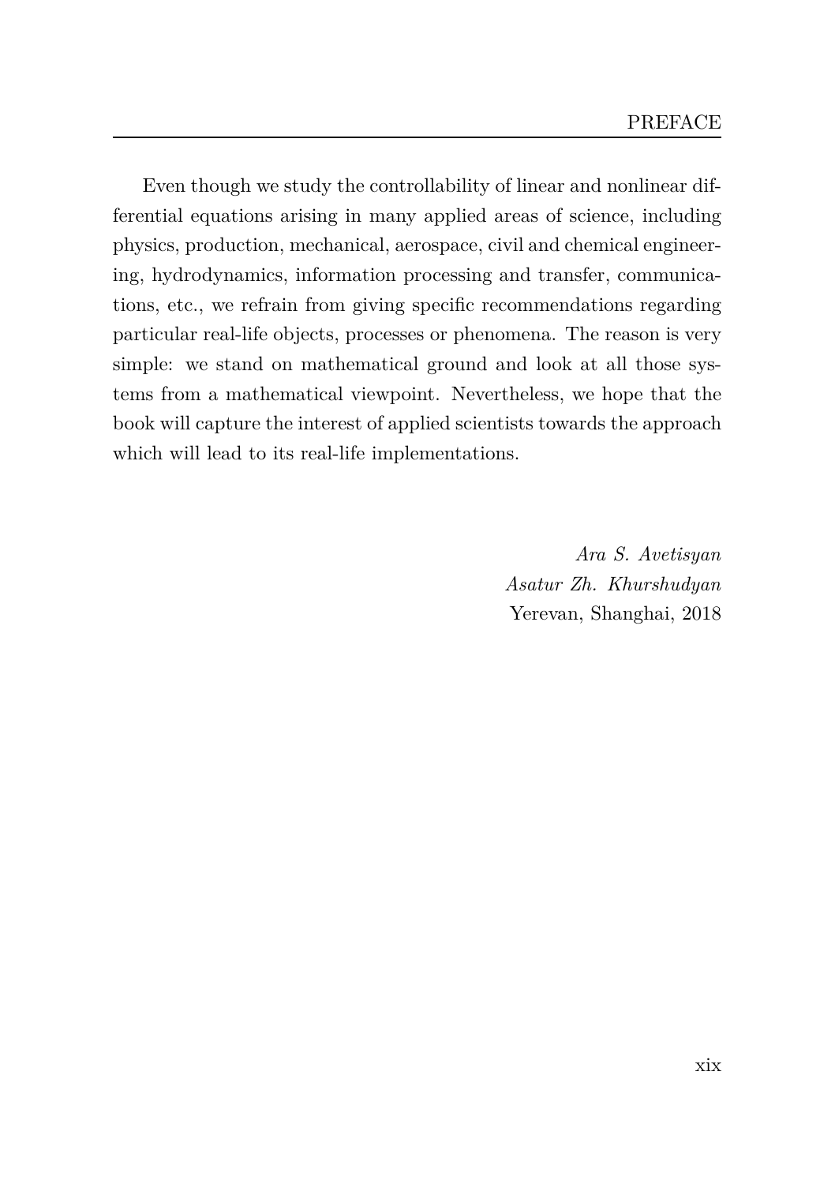Even though we study the controllability of linear and nonlinear differential equations arising in many applied areas of science, including physics, production, mechanical, aerospace, civil and chemical engineering, hydrodynamics, information processing and transfer, communications, etc., we refrain from giving specific recommendations regarding particular real-life objects, processes or phenomena. The reason is very simple: we stand on mathematical ground and look at all those systems from a mathematical viewpoint. Nevertheless, we hope that the book will capture the interest of applied scientists towards the approach which will lead to its real-life implementations.

*Ara S. Avetisyan*
*Asatur Zh. Khurshudyan*
Yerevan, Shanghai, 2018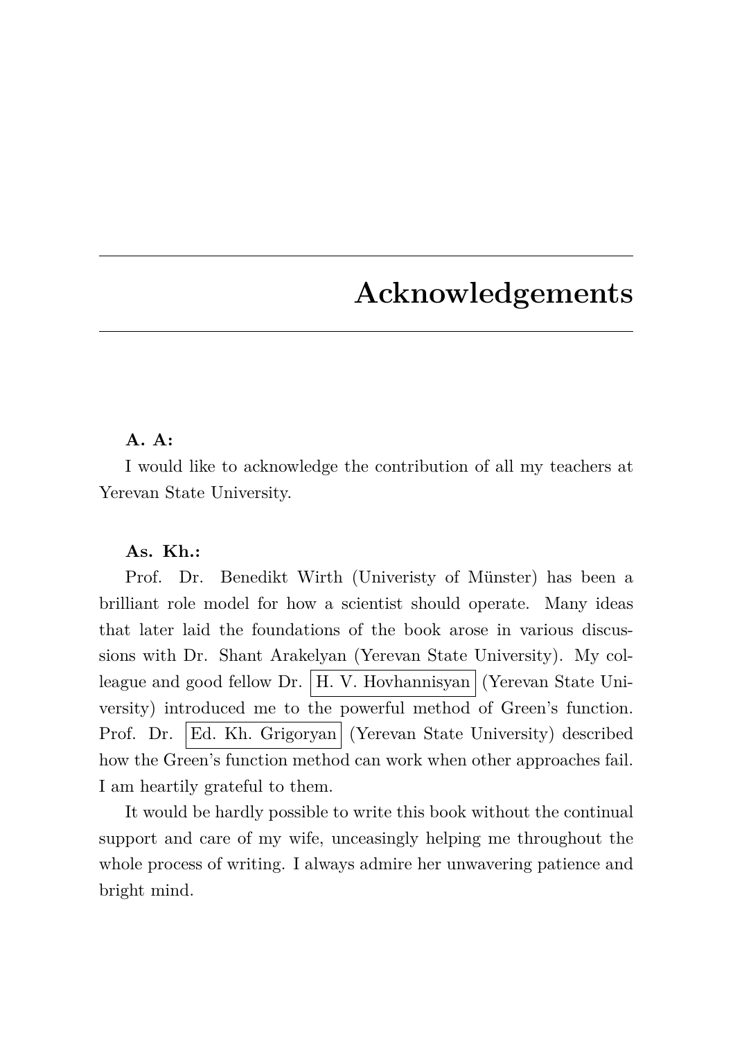# Acknowledgements

**A. A:**

I would like to acknowledge the contribution of all my teachers at Yerevan State University.

**As. Kh.:**

Prof. Dr. Benedikt Wirth (Univeristy of Münster) has been a brilliant role model for how a scientist should operate. Many ideas that later laid the foundations of the book arose in various discussions with Dr. Shant Arakelyan (Yerevan State University). My colleague and good fellow Dr. H. V. Hovhannisyan (Yerevan State University) introduced me to the powerful method of Green's function. Prof. Dr. Ed. Kh. Grigoryan (Yerevan State University) described how the Green's function method can work when other approaches fail. I am heartily grateful to them.

It would be hardly possible to write this book without the continual support and care of my wife, unceasingly helping me throughout the whole process of writing. I always admire her unwavering patience and bright mind.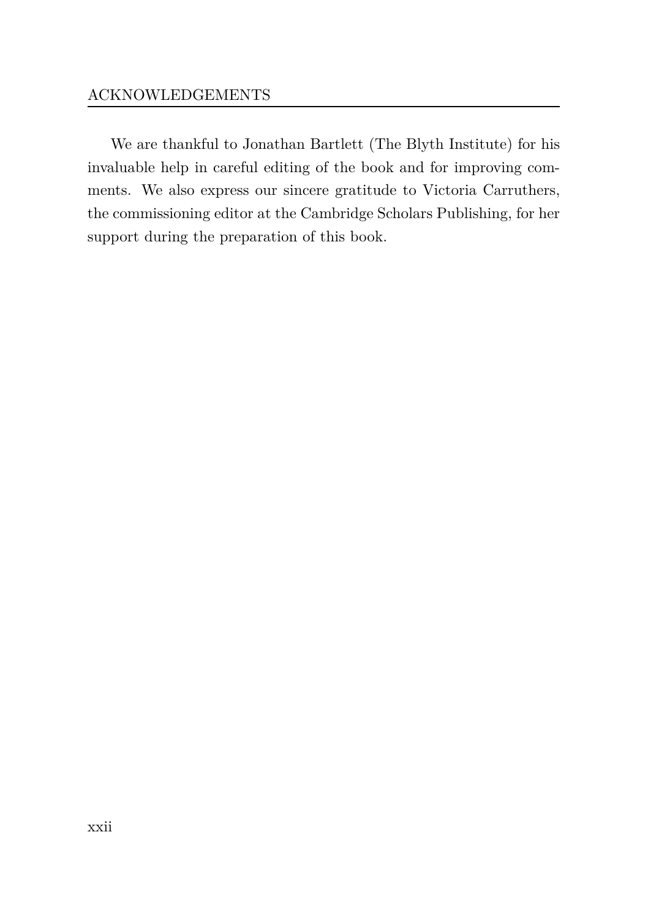We are thankful to Jonathan Bartlett (The Blyth Institute) for his invaluable help in careful editing of the book and for improving comments. We also express our sincere gratitude to Victoria Carruthers, the commissioning editor at the Cambridge Scholars Publishing, for her support during the preparation of this book.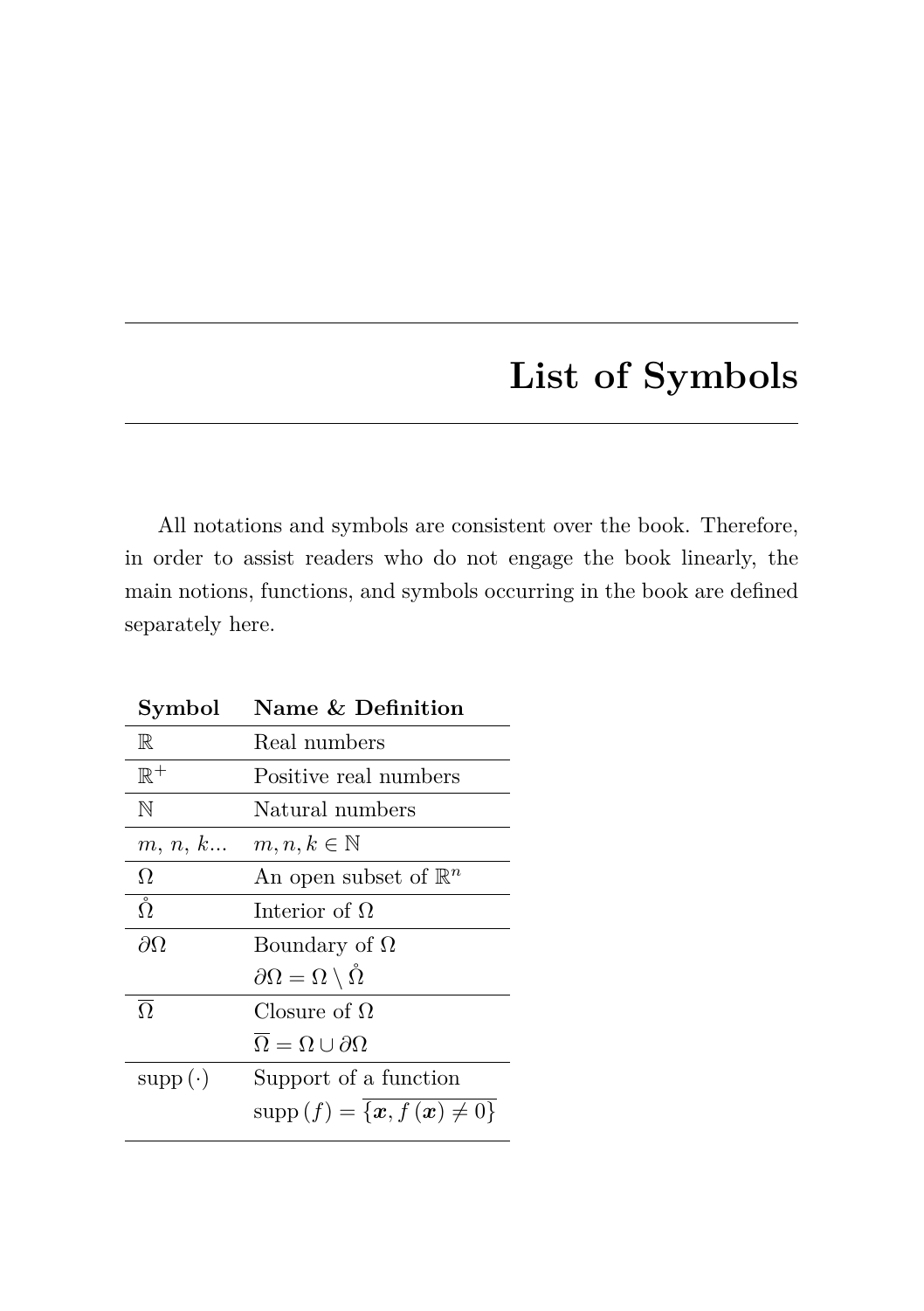# List of Symbols

All notations and symbols are consistent over the book. Therefore, in order to assist readers who do not engage the book linearly, the main notions, functions, and symbols occurring in the book are defined separately here.

| **Symbol** | **Name & Definition** |
|---|---|
| $\mathbb{R}$ | Real numbers |
| $\mathbb{R}^+$ | Positive real numbers |
| $\mathbb{N}$ | Natural numbers |
| $m$, $n$, $k$... | $m, n, k \in \mathbb{N}$ |
| $\Omega$ | An open subset of $\mathbb{R}^n$ |
| $\mathring{\Omega}$ | Interior of $\Omega$ |
| $\partial\Omega$ | Boundary of $\Omega$ <br> $\partial\Omega = \Omega \setminus \mathring{\Omega}$ |
| $\overline{\Omega}$ | Closure of $\Omega$ <br> $\overline{\Omega} = \Omega \cup \partial\Omega$ |
| $\text{supp}\,(\cdot)$ | Support of a function <br> $\text{supp}\,(f) = \overline{\{\boldsymbol{x}, f\,(\boldsymbol{x}) \neq 0\}}$ |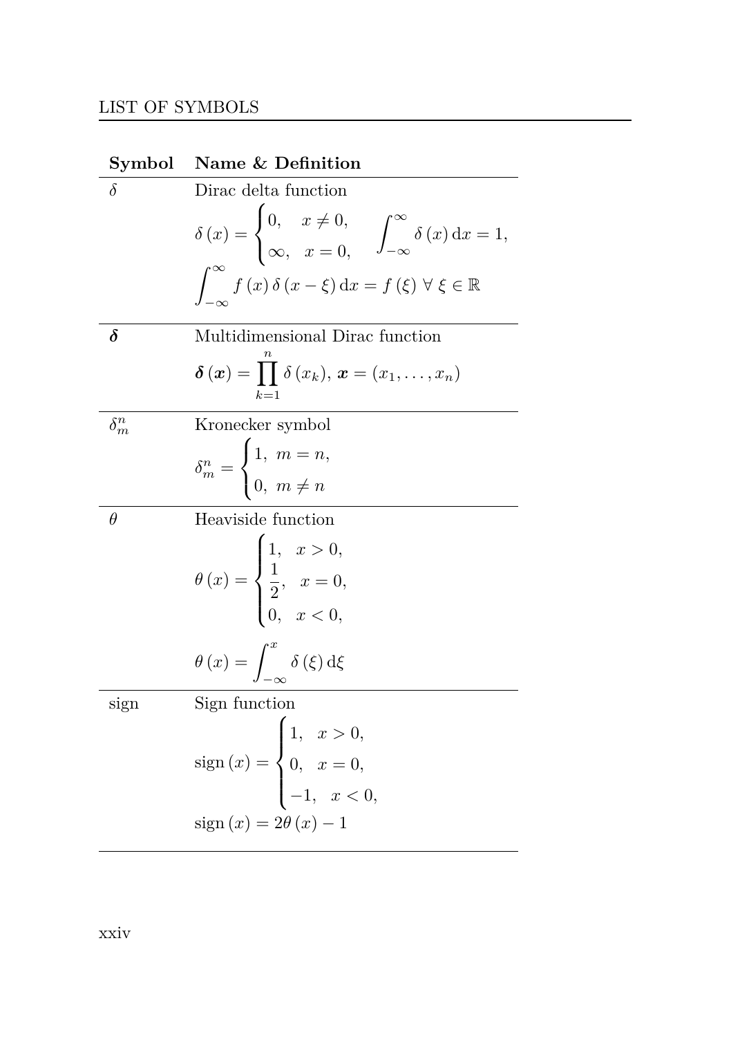| Symbol | Name & Definition |
|---|---|
| $\delta$ | Dirac delta function<br>$\delta\left(x\right)=\begin{cases}0, & x\neq 0,\\ \infty, & x=0,\end{cases} \qquad \int_{-\infty}^{\infty}\delta\left(x\right)\mathrm{d}x=1,$<br>$\int_{-\infty}^{\infty}f\left(x\right)\delta\left(x-\xi\right)\mathrm{d}x=f\left(\xi\right)\;\forall\;\xi\in\mathbb{R}$ |
| $\boldsymbol{\delta}$ | Multidimensional Dirac function<br>$\boldsymbol{\delta}\left(\boldsymbol{x}\right)=\prod_{k=1}^{n}\delta\left(x_k\right),\;\boldsymbol{x}=\left(x_1,\ldots,x_n\right)$ |
| $\delta_m^n$ | Kronecker symbol<br>$\delta_m^n=\begin{cases}1, & m=n,\\ 0, & m\neq n\end{cases}$ |
| $\theta$ | Heaviside function<br>$\theta\left(x\right)=\begin{cases}1, & x>0,\\ \frac{1}{2}, & x=0,\\ 0, & x<0,\end{cases}$<br>$\theta\left(x\right)=\int_{-\infty}^{x}\delta\left(\xi\right)\mathrm{d}\xi$ |
| sign | Sign function<br>$\operatorname{sign}\left(x\right)=\begin{cases}1, & x>0,\\ 0, & x=0,\\ -1, & x<0,\end{cases}$<br>$\operatorname{sign}\left(x\right)=2\theta\left(x\right)-1$ |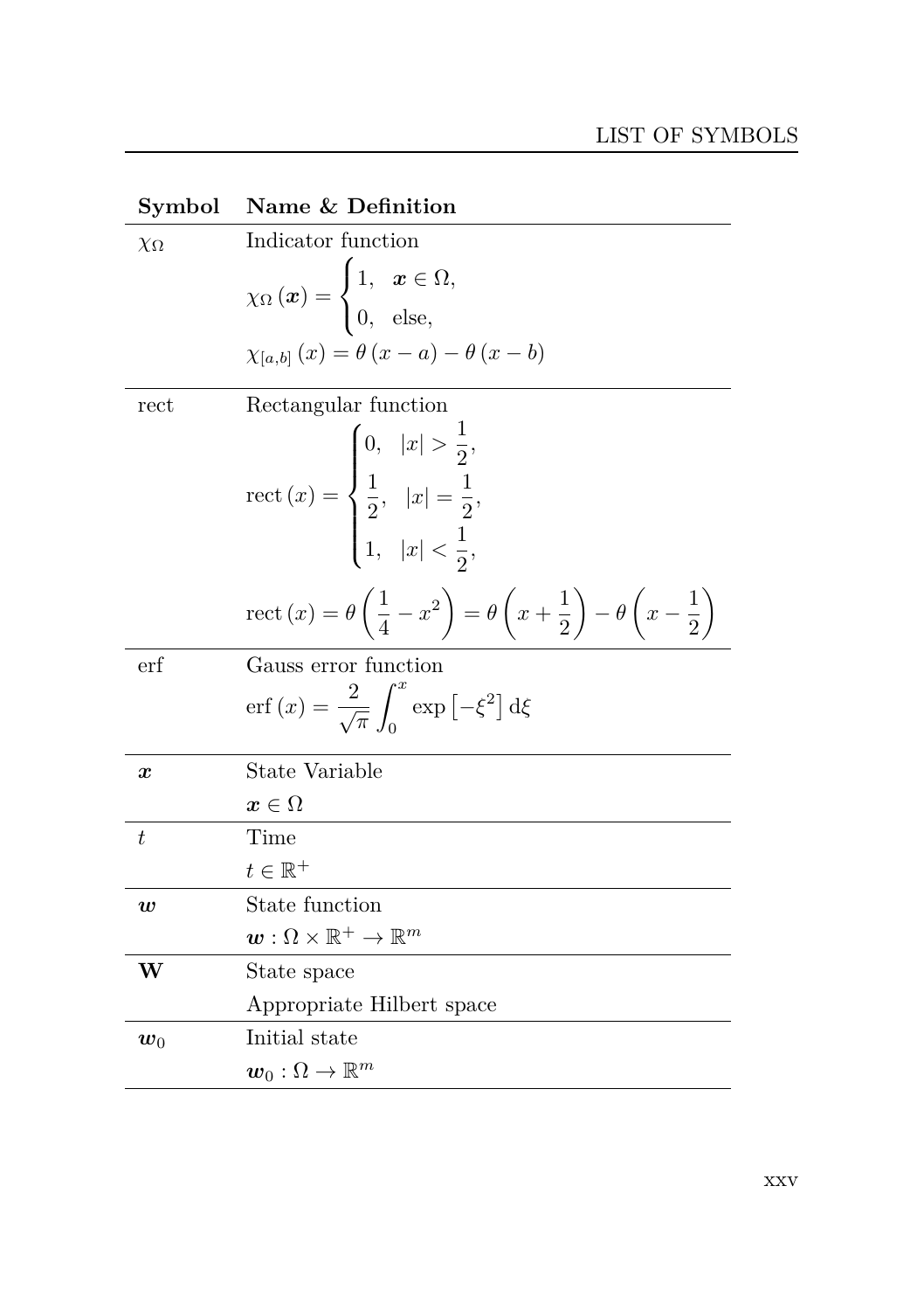| Symbol | Name & Definition |
|---|---|
| $\chi_\Omega$ | Indicator function $\chi_\Omega(\boldsymbol{x}) = \begin{cases} 1, & \boldsymbol{x} \in \Omega, \\ 0, & \text{else}, \end{cases}$ $\chi_{[a,b]}(x) = \theta(x-a) - \theta(x-b)$ |
| rect | Rectangular function $\mathrm{rect}(x) = \begin{cases} 0, & \lvert x \rvert > \frac{1}{2}, \\ \frac{1}{2}, & \lvert x \rvert = \frac{1}{2}, \\ 1, & \lvert x \rvert < \frac{1}{2}, \end{cases}$ $\mathrm{rect}(x) = \theta\left(\frac{1}{4} - x^2\right) = \theta\left(x + \frac{1}{2}\right) - \theta\left(x - \frac{1}{2}\right)$ |
| erf | Gauss error function $\mathrm{erf}(x) = \frac{2}{\sqrt{\pi}} \int_0^x \exp\left[-\xi^2\right] \mathrm{d}\xi$ |
| $\boldsymbol{x}$ | State Variable $\boldsymbol{x} \in \Omega$ |
| $t$ | Time $t \in \mathbb{R}^+$ |
| $\boldsymbol{w}$ | State function $\boldsymbol{w} : \Omega \times \mathbb{R}^+ \to \mathbb{R}^m$ |
| $\mathbf{W}$ | State space Appropriate Hilbert space |
| $\boldsymbol{w}_0$ | Initial state $\boldsymbol{w}_0 : \Omega \to \mathbb{R}^m$ |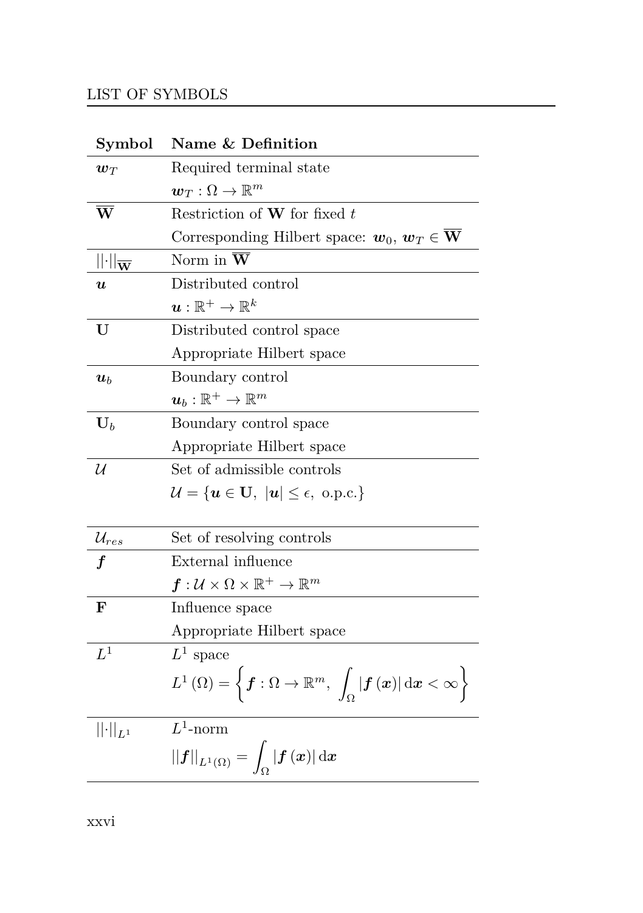| Symbol | Name & Definition |
| --- | --- |
| $\boldsymbol{w}_T$ | Required terminal state<br>$\boldsymbol{w}_T : \Omega \to \mathbb{R}^m$ |
| $\overline{\mathbf{W}}$ | Restriction of $\mathbf{W}$ for fixed $t$<br>Corresponding Hilbert space: $\boldsymbol{w}_0,\ \boldsymbol{w}_T \in \overline{\mathbf{W}}$ |
| $\lvert\lvert\cdot\rvert\rvert_{\overline{\mathbf{W}}}$ | Norm in $\overline{\mathbf{W}}$ |
| $\boldsymbol{u}$ | Distributed control<br>$\boldsymbol{u} : \mathbb{R}^+ \to \mathbb{R}^k$ |
| $\mathbf{U}$ | Distributed control space<br>Appropriate Hilbert space |
| $\boldsymbol{u}_b$ | Boundary control<br>$\boldsymbol{u}_b : \mathbb{R}^+ \to \mathbb{R}^m$ |
| $\mathbf{U}_b$ | Boundary control space<br>Appropriate Hilbert space |
| $\mathcal{U}$ | Set of admissible controls<br>$\mathcal{U} = \{\boldsymbol{u} \in \mathbf{U},\ \lvert\boldsymbol{u}\rvert \leq \epsilon,\ \text{o.p.c.}\}$ |
| $\mathcal{U}_{res}$ | Set of resolving controls |
| $\boldsymbol{f}$ | External influence<br>$\boldsymbol{f} : \mathcal{U} \times \Omega \times \mathbb{R}^+ \to \mathbb{R}^m$ |
| $\mathbf{F}$ | Influence space<br>Appropriate Hilbert space |
| $L^1$ | $L^1$ space<br>$L^1(\Omega) = \left\{\boldsymbol{f} : \Omega \to \mathbb{R}^m,\ \int_\Omega \lvert\boldsymbol{f}(\boldsymbol{x})\rvert\, \mathrm{d}\boldsymbol{x} < \infty\right\}$ |
| $\lvert\lvert\cdot\rvert\rvert_{L^1}$ | $L^1$-norm<br>$\lvert\lvert\boldsymbol{f}\rvert\rvert_{L^1(\Omega)} = \int_\Omega \lvert\boldsymbol{f}(\boldsymbol{x})\rvert\, \mathrm{d}\boldsymbol{x}$ |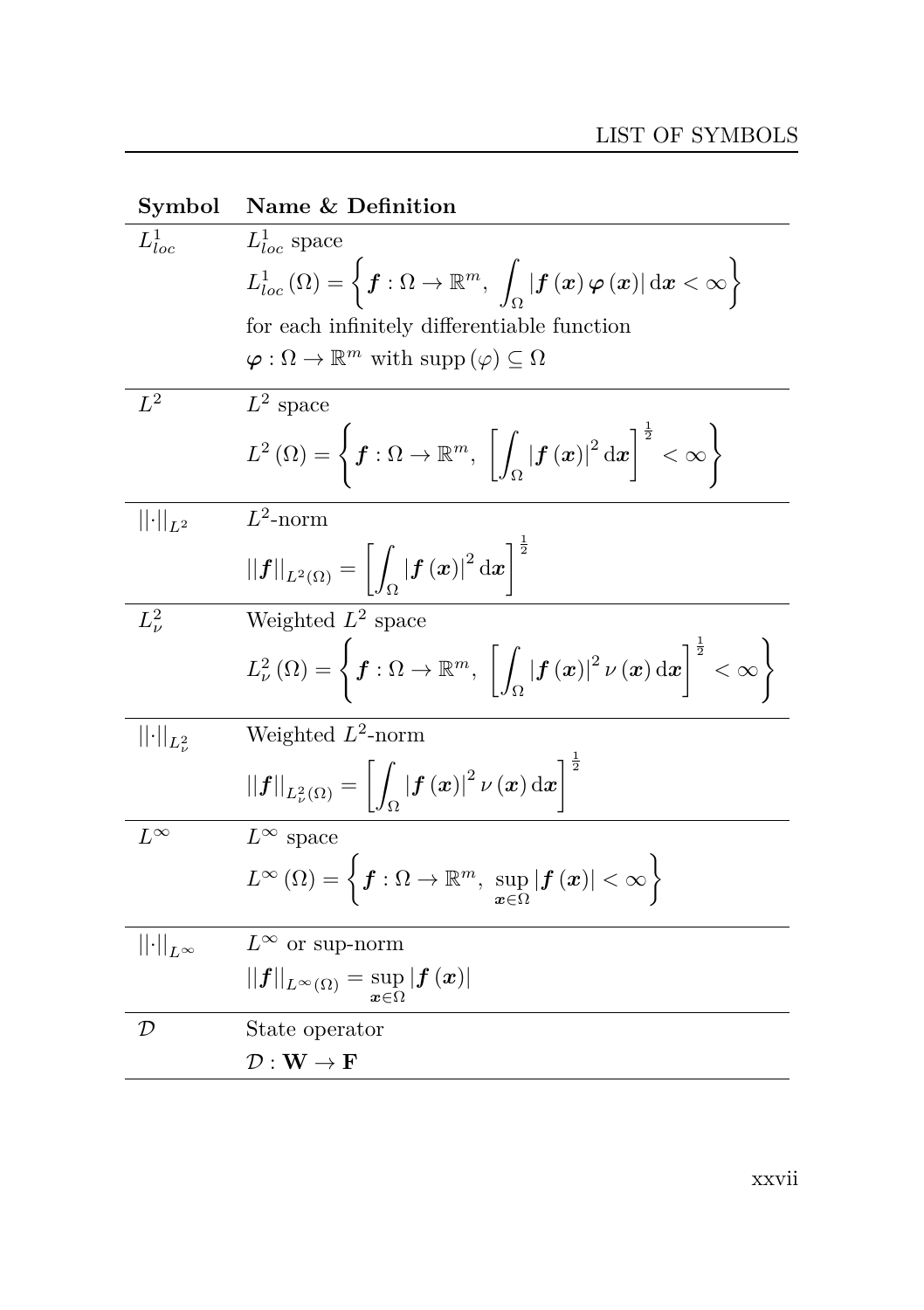| Symbol | Name & Definition |
|---|---|
| $L^1_{loc}$ | $L^1_{loc}$ space<br>$L^1_{loc}(\Omega) = \left\{ \boldsymbol{f} : \Omega \to \mathbb{R}^m,\ \int_\Omega \lvert \boldsymbol{f}(\boldsymbol{x}) \boldsymbol{\varphi}(\boldsymbol{x}) \rvert \, \mathrm{d}\boldsymbol{x} < \infty \right\}$<br>for each infinitely differentiable function<br>$\boldsymbol{\varphi} : \Omega \to \mathbb{R}^m$ with $\mathrm{supp}(\varphi) \subseteq \Omega$ |
| $L^2$ | $L^2$ space<br>$L^2(\Omega) = \left\{ \boldsymbol{f} : \Omega \to \mathbb{R}^m,\ \left[ \int_\Omega \lvert \boldsymbol{f}(\boldsymbol{x}) \rvert^2 \, \mathrm{d}\boldsymbol{x} \right]^{\frac{1}{2}} < \infty \right\}$ |
| $\lvert\lvert \cdot \rvert\rvert_{L^2}$ | $L^2$-norm<br>$\lvert\lvert \boldsymbol{f} \rvert\rvert_{L^2(\Omega)} = \left[ \int_\Omega \lvert \boldsymbol{f}(\boldsymbol{x}) \rvert^2 \, \mathrm{d}\boldsymbol{x} \right]^{\frac{1}{2}}$ |
| $L^2_\nu$ | Weighted $L^2$ space<br>$L^2_\nu(\Omega) = \left\{ \boldsymbol{f} : \Omega \to \mathbb{R}^m,\ \left[ \int_\Omega \lvert \boldsymbol{f}(\boldsymbol{x}) \rvert^2 \nu(\boldsymbol{x}) \, \mathrm{d}\boldsymbol{x} \right]^{\frac{1}{2}} < \infty \right\}$ |
| $\lvert\lvert \cdot \rvert\rvert_{L^2_\nu}$ | Weighted $L^2$-norm<br>$\lvert\lvert \boldsymbol{f} \rvert\rvert_{L^2_\nu(\Omega)} = \left[ \int_\Omega \lvert \boldsymbol{f}(\boldsymbol{x}) \rvert^2 \nu(\boldsymbol{x}) \, \mathrm{d}\boldsymbol{x} \right]^{\frac{1}{2}}$ |
| $L^\infty$ | $L^\infty$ space<br>$L^\infty(\Omega) = \left\{ \boldsymbol{f} : \Omega \to \mathbb{R}^m,\ \sup_{\boldsymbol{x} \in \Omega} \lvert \boldsymbol{f}(\boldsymbol{x}) \rvert < \infty \right\}$ |
| $\lvert\lvert \cdot \rvert\rvert_{L^\infty}$ | $L^\infty$ or sup-norm<br>$\lvert\lvert \boldsymbol{f} \rvert\rvert_{L^\infty(\Omega)} = \sup_{\boldsymbol{x} \in \Omega} \lvert \boldsymbol{f}(\boldsymbol{x}) \rvert$ |
| $\mathcal{D}$ | State operator<br>$\mathcal{D} : \mathbf{W} \to \mathbf{F}$ |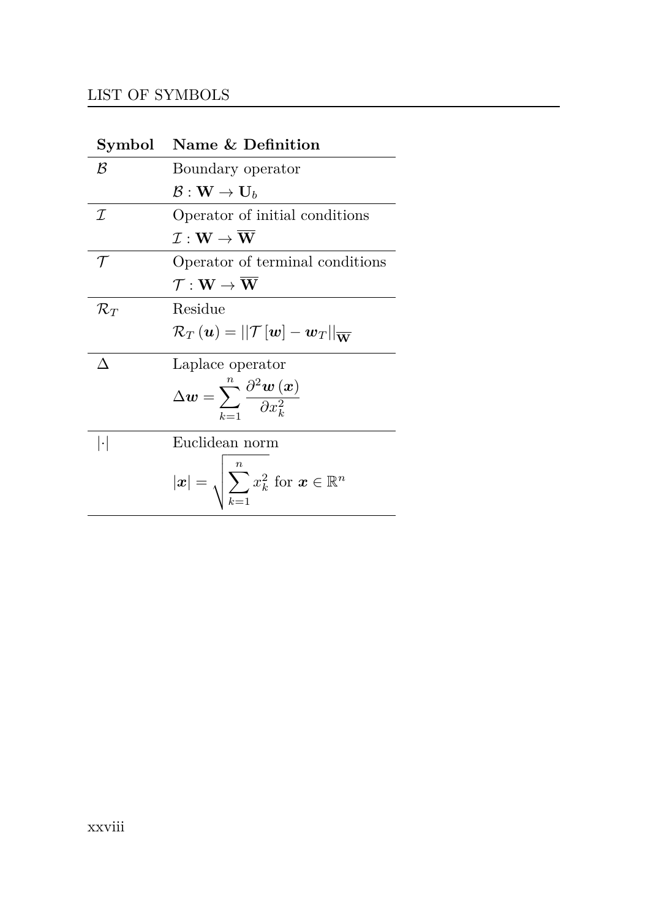| Symbol | Name & Definition |
|---|---|
| $\mathcal{B}$ | Boundary operator<br>$\mathcal{B} : \mathbf{W} \to \mathbf{U}_b$ |
| $\mathcal{I}$ | Operator of initial conditions<br>$\mathcal{I} : \mathbf{W} \to \overline{\mathbf{W}}$ |
| $\mathcal{T}$ | Operator of terminal conditions<br>$\mathcal{T} : \mathbf{W} \to \overline{\mathbf{W}}$ |
| $\mathcal{R}_T$ | Residue<br>$\mathcal{R}_T\left(\boldsymbol{u}\right) = \left\|\mathcal{T}\left[\boldsymbol{w}\right] - \boldsymbol{w}_T\right\|_{\overline{\mathbf{W}}}$ |
| $\Delta$ | Laplace operator<br>$\Delta \boldsymbol{w} = \sum_{k=1}^{n} \frac{\partial^2 \boldsymbol{w}\left(\boldsymbol{x}\right)}{\partial x_k^2}$ |
| $\lvert\cdot\rvert$ | Euclidean norm<br>$\lvert\boldsymbol{x}\rvert = \sqrt{\sum_{k=1}^{n} x_k^2}$ for $\boldsymbol{x} \in \mathbb{R}^n$ |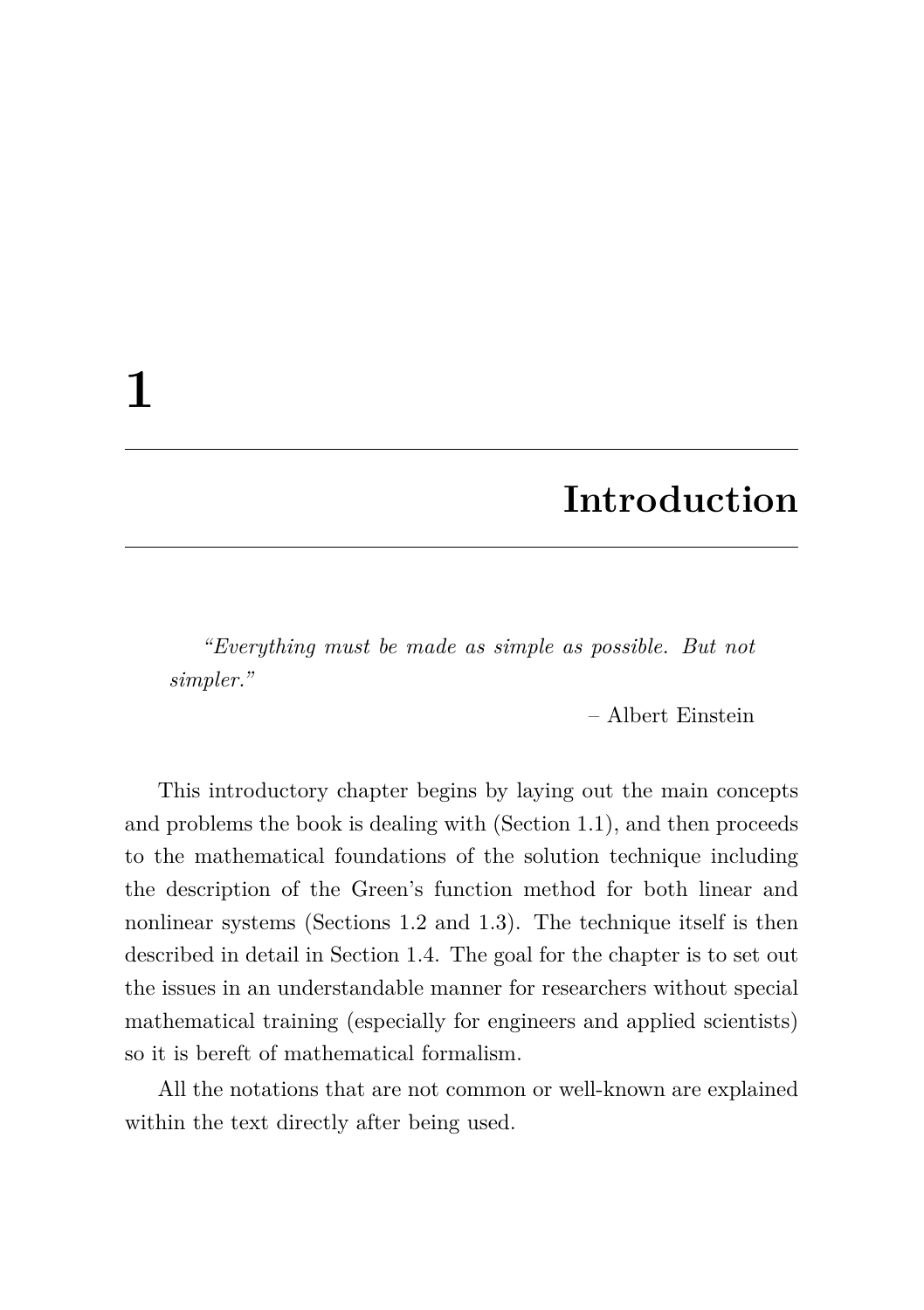# 1

# Introduction

> *"Everything must be made as simple as possible. But not simpler."*
>
> – Albert Einstein

This introductory chapter begins by laying out the main concepts and problems the book is dealing with (Section 1.1), and then proceeds to the mathematical foundations of the solution technique including the description of the Green's function method for both linear and nonlinear systems (Sections 1.2 and 1.3). The technique itself is then described in detail in Section 1.4. The goal for the chapter is to set out the issues in an understandable manner for researchers without special mathematical training (especially for engineers and applied scientists) so it is bereft of mathematical formalism.

All the notations that are not common or well-known are explained within the text directly after being used.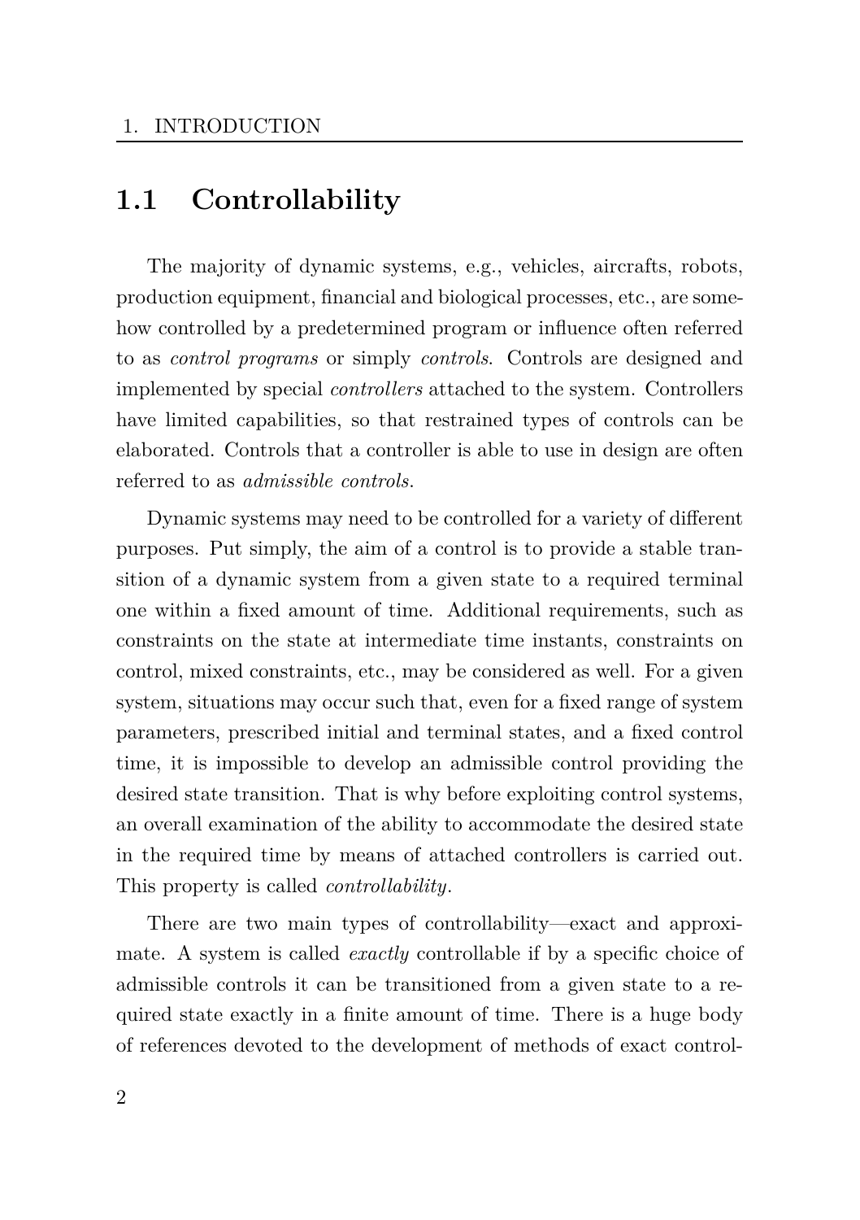## 1.1 Controllability

The majority of dynamic systems, e.g., vehicles, aircrafts, robots, production equipment, financial and biological processes, etc., are somehow controlled by a predetermined program or influence often referred to as *control programs* or simply *controls*. Controls are designed and implemented by special *controllers* attached to the system. Controllers have limited capabilities, so that restrained types of controls can be elaborated. Controls that a controller is able to use in design are often referred to as *admissible controls*.

Dynamic systems may need to be controlled for a variety of different purposes. Put simply, the aim of a control is to provide a stable transition of a dynamic system from a given state to a required terminal one within a fixed amount of time. Additional requirements, such as constraints on the state at intermediate time instants, constraints on control, mixed constraints, etc., may be considered as well. For a given system, situations may occur such that, even for a fixed range of system parameters, prescribed initial and terminal states, and a fixed control time, it is impossible to develop an admissible control providing the desired state transition. That is why before exploiting control systems, an overall examination of the ability to accommodate the desired state in the required time by means of attached controllers is carried out. This property is called *controllability*.

There are two main types of controllability—exact and approximate. A system is called *exactly* controllable if by a specific choice of admissible controls it can be transitioned from a given state to a required state exactly in a finite amount of time. There is a huge body of references devoted to the development of methods of exact control-